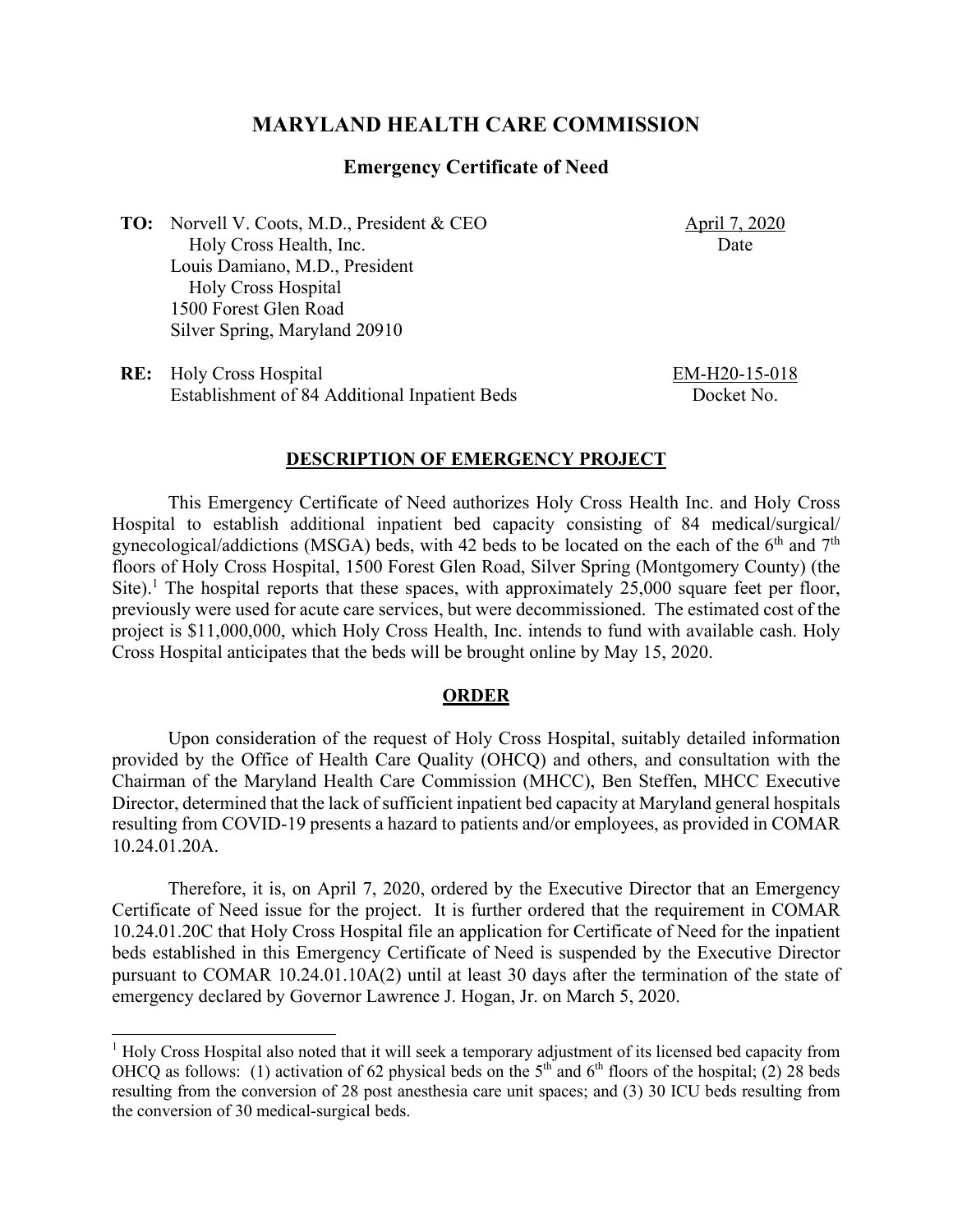# MARYLAND HEALTH CARE COMMISSION

## Emergency Certificate of Need

**TO:** Norvell V. Coots, M.D., President & CEO
Holy Cross Health, Inc.
Louis Damiano, M.D., President
Holy Cross Hospital
1500 Forest Glen Road
Silver Spring, Maryland 20910

April 7, 2020
Date

**RE:** Holy Cross Hospital
Establishment of 84 Additional Inpatient Beds

EM-H20-15-018
Docket No.

### DESCRIPTION OF EMERGENCY PROJECT

This Emergency Certificate of Need authorizes Holy Cross Health Inc. and Holy Cross Hospital to establish additional inpatient bed capacity consisting of 84 medical/surgical/gynecological/addictions (MSGA) beds, with 42 beds to be located on the each of the 6th and 7th floors of Holy Cross Hospital, 1500 Forest Glen Road, Silver Spring (Montgomery County) (the Site).[1] The hospital reports that these spaces, with approximately 25,000 square feet per floor, previously were used for acute care services, but were decommissioned. The estimated cost of the project is $11,000,000, which Holy Cross Health, Inc. intends to fund with available cash. Holy Cross Hospital anticipates that the beds will be brought online by May 15, 2020.

### ORDER

Upon consideration of the request of Holy Cross Hospital, suitably detailed information provided by the Office of Health Care Quality (OHCQ) and others, and consultation with the Chairman of the Maryland Health Care Commission (MHCC), Ben Steffen, MHCC Executive Director, determined that the lack of sufficient inpatient bed capacity at Maryland general hospitals resulting from COVID-19 presents a hazard to patients and/or employees, as provided in COMAR 10.24.01.20A.

Therefore, it is, on April 7, 2020, ordered by the Executive Director that an Emergency Certificate of Need issue for the project. It is further ordered that the requirement in COMAR 10.24.01.20C that Holy Cross Hospital file an application for Certificate of Need for the inpatient beds established in this Emergency Certificate of Need is suspended by the Executive Director pursuant to COMAR 10.24.01.10A(2) until at least 30 days after the termination of the state of emergency declared by Governor Lawrence J. Hogan, Jr. on March 5, 2020.

---

[1] Holy Cross Hospital also noted that it will seek a temporary adjustment of its licensed bed capacity from OHCQ as follows: (1) activation of 62 physical beds on the 5th and 6th floors of the hospital; (2) 28 beds resulting from the conversion of 28 post anesthesia care unit spaces; and (3) 30 ICU beds resulting from the conversion of 30 medical-surgical beds.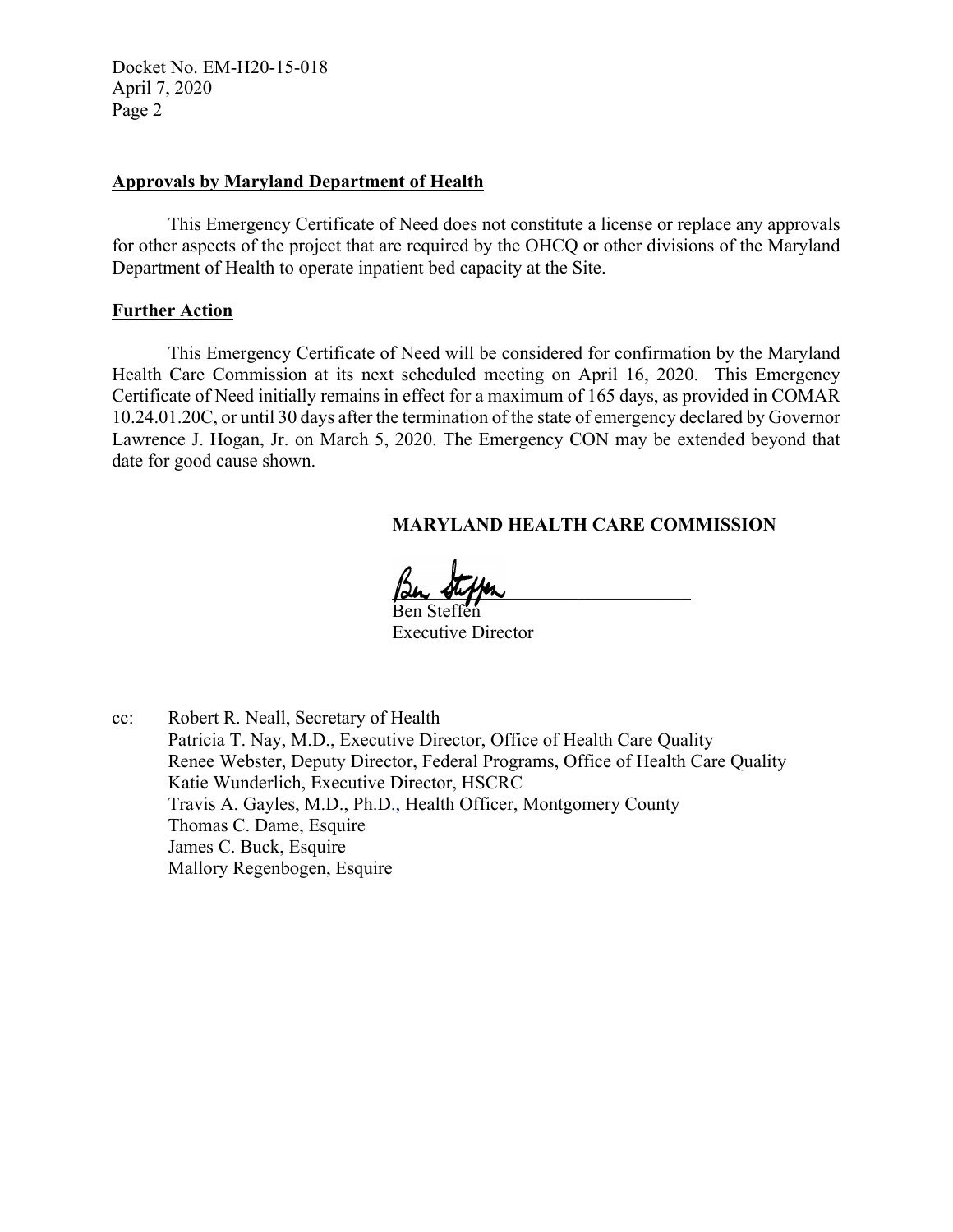Docket No. EM-H20-15-018
April 7, 2020

**Approvals by Maryland Department of Health**

This Emergency Certificate of Need does not constitute a license or replace any approvals for other aspects of the project that are required by the OHCQ or other divisions of the Maryland Department of Health to operate inpatient bed capacity at the Site.

**Further Action**

This Emergency Certificate of Need will be considered for confirmation by the Maryland Health Care Commission at its next scheduled meeting on April 16, 2020. This Emergency Certificate of Need initially remains in effect for a maximum of 165 days, as provided in COMAR 10.24.01.20C, or until 30 days after the termination of the state of emergency declared by Governor Lawrence J. Hogan, Jr. on March 5, 2020. The Emergency CON may be extended beyond that date for good cause shown.

**MARYLAND HEALTH CARE COMMISSION**

Ben Steffen
Executive Director

cc: Robert R. Neall, Secretary of Health
Patricia T. Nay, M.D., Executive Director, Office of Health Care Quality
Renee Webster, Deputy Director, Federal Programs, Office of Health Care Quality
Katie Wunderlich, Executive Director, HSCRC
Travis A. Gayles, M.D., Ph.D., Health Officer, Montgomery County
Thomas C. Dame, Esquire
James C. Buck, Esquire
Mallory Regenbogen, Esquire